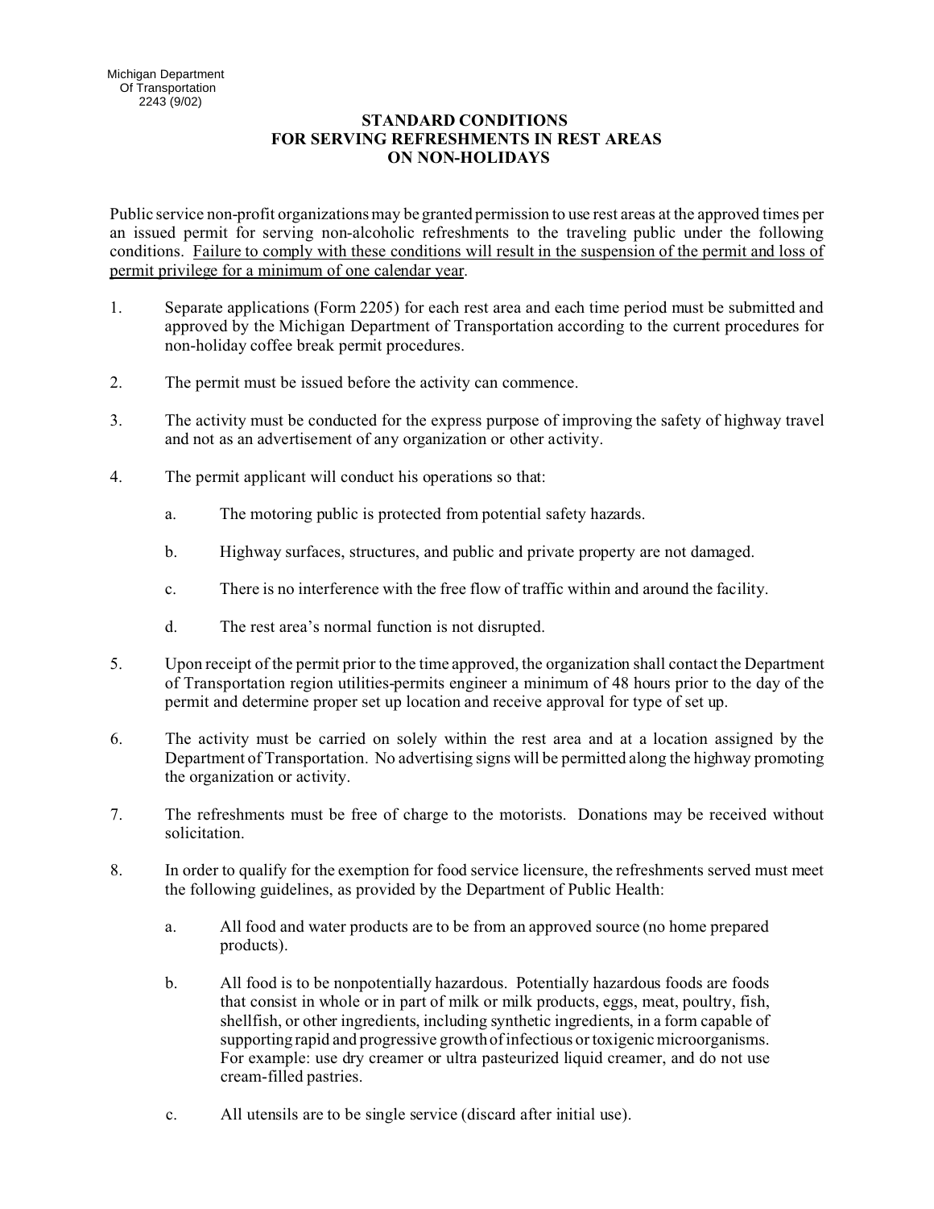Michigan Department
Of Transportation
2243 (9/02)

# STANDARD CONDITIONS FOR SERVING REFRESHMENTS IN REST AREAS ON NON-HOLIDAYS

Public service non-profit organizations may be granted permission to use rest areas at the approved times per an issued permit for serving non-alcoholic refreshments to the traveling public under the following conditions. Failure to comply with these conditions will result in the suspension of the permit and loss of permit privilege for a minimum of one calendar year.

1. Separate applications (Form 2205) for each rest area and each time period must be submitted and approved by the Michigan Department of Transportation according to the current procedures for non-holiday coffee break permit procedures.

2. The permit must be issued before the activity can commence.

3. The activity must be conducted for the express purpose of improving the safety of highway travel and not as an advertisement of any organization or other activity.

4. The permit applicant will conduct his operations so that:

   a. The motoring public is protected from potential safety hazards.

   b. Highway surfaces, structures, and public and private property are not damaged.

   c. There is no interference with the free flow of traffic within and around the facility.

   d. The rest area's normal function is not disrupted.

5. Upon receipt of the permit prior to the time approved, the organization shall contact the Department of Transportation region utilities-permits engineer a minimum of 48 hours prior to the day of the permit and determine proper set up location and receive approval for type of set up.

6. The activity must be carried on solely within the rest area and at a location assigned by the Department of Transportation. No advertising signs will be permitted along the highway promoting the organization or activity.

7. The refreshments must be free of charge to the motorists. Donations may be received without solicitation.

8. In order to qualify for the exemption for food service licensure, the refreshments served must meet the following guidelines, as provided by the Department of Public Health:

   a. All food and water products are to be from an approved source (no home prepared products).

   b. All food is to be nonpotentially hazardous. Potentially hazardous foods are foods that consist in whole or in part of milk or milk products, eggs, meat, poultry, fish, shellfish, or other ingredients, including synthetic ingredients, in a form capable of supporting rapid and progressive growth of infectious or toxigenic microorganisms. For example: use dry creamer or ultra pasteurized liquid creamer, and do not use cream-filled pastries.

   c. All utensils are to be single service (discard after initial use).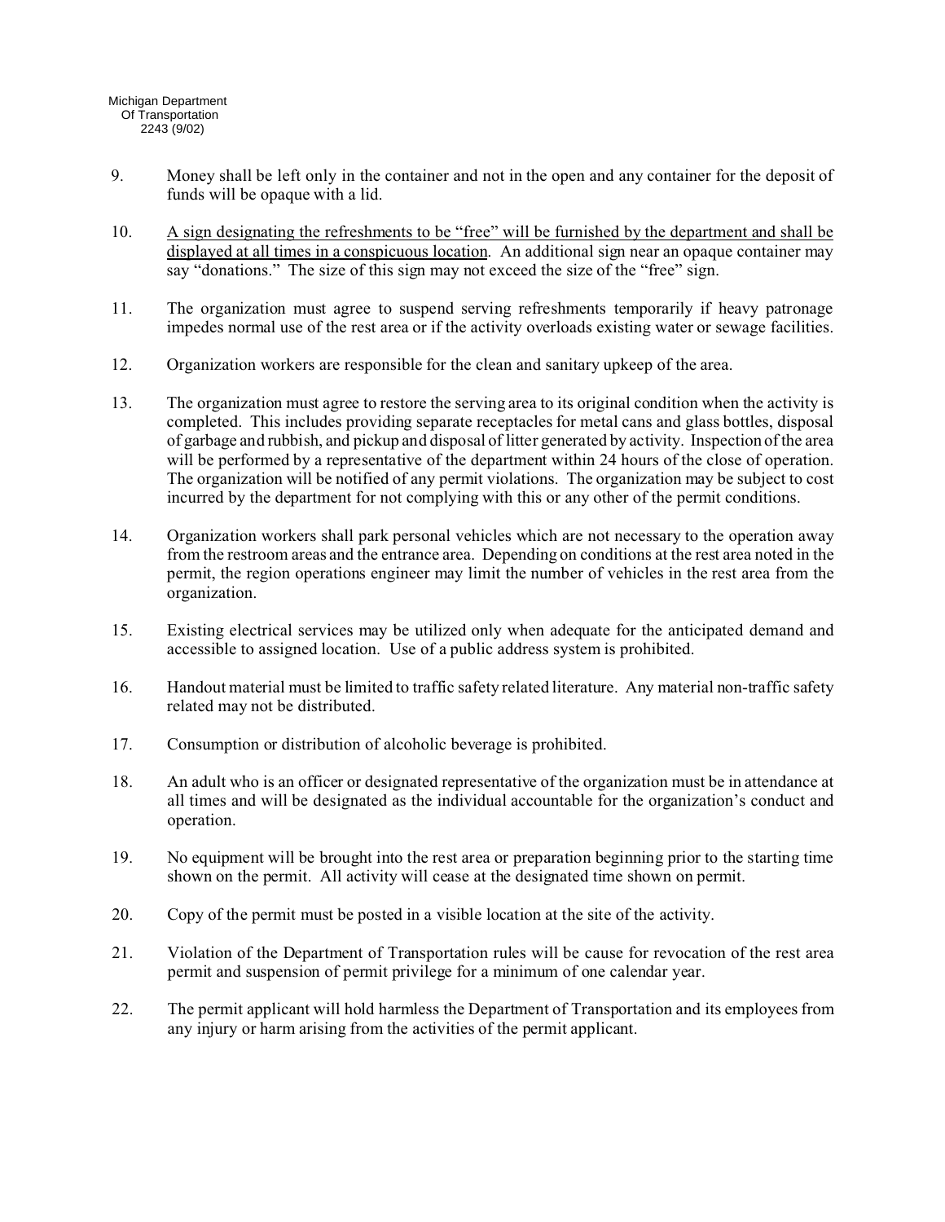9. Money shall be left only in the container and not in the open and any container for the deposit of funds will be opaque with a lid.

10. <u>A sign designating the refreshments to be "free" will be furnished by the department and shall be displayed at all times in a conspicuous location</u>. An additional sign near an opaque container may say "donations." The size of this sign may not exceed the size of the "free" sign.

11. The organization must agree to suspend serving refreshments temporarily if heavy patronage impedes normal use of the rest area or if the activity overloads existing water or sewage facilities.

12. Organization workers are responsible for the clean and sanitary upkeep of the area.

13. The organization must agree to restore the serving area to its original condition when the activity is completed. This includes providing separate receptacles for metal cans and glass bottles, disposal of garbage and rubbish, and pickup and disposal of litter generated by activity. Inspection of the area will be performed by a representative of the department within 24 hours of the close of operation. The organization will be notified of any permit violations. The organization may be subject to cost incurred by the department for not complying with this or any other of the permit conditions.

14. Organization workers shall park personal vehicles which are not necessary to the operation away from the restroom areas and the entrance area. Depending on conditions at the rest area noted in the permit, the region operations engineer may limit the number of vehicles in the rest area from the organization.

15. Existing electrical services may be utilized only when adequate for the anticipated demand and accessible to assigned location. Use of a public address system is prohibited.

16. Handout material must be limited to traffic safety related literature. Any material non-traffic safety related may not be distributed.

17. Consumption or distribution of alcoholic beverage is prohibited.

18. An adult who is an officer or designated representative of the organization must be in attendance at all times and will be designated as the individual accountable for the organization's conduct and operation.

19. No equipment will be brought into the rest area or preparation beginning prior to the starting time shown on the permit. All activity will cease at the designated time shown on permit.

20. Copy of the permit must be posted in a visible location at the site of the activity.

21. Violation of the Department of Transportation rules will be cause for revocation of the rest area permit and suspension of permit privilege for a minimum of one calendar year.

22. The permit applicant will hold harmless the Department of Transportation and its employees from any injury or harm arising from the activities of the permit applicant.